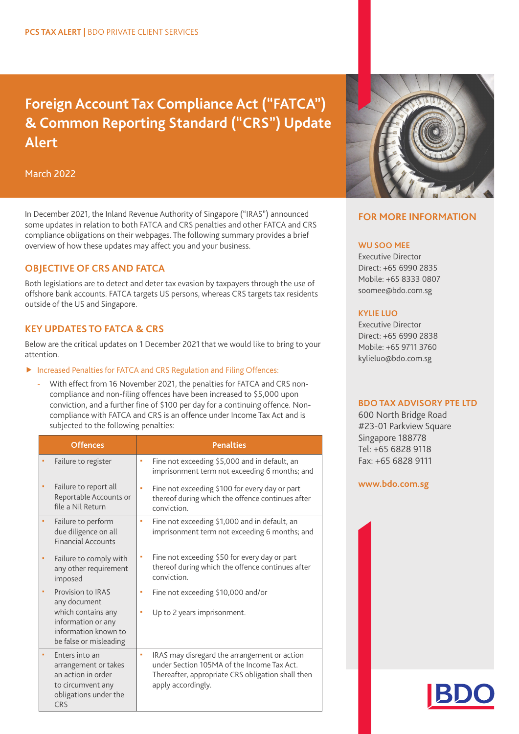PCS TAX ALERT | BDO PRIVATE CLIENT SERVICES

# Foreign Account Tax Compliance Act ("FATCA") & Common Reporting Standard ("CRS") Update Alert

March 2022

In December 2021, the Inland Revenue Authority of Singapore ("IRAS") announced some updates in relation to both FATCA and CRS penalties and other FATCA and CRS compliance obligations on their webpages. The following summary provides a brief overview of how these updates may affect you and your business.

## OBJECTIVE OF CRS AND FATCA

Both legislations are to detect and deter tax evasion by taxpayers through the use of offshore bank accounts. FATCA targets US persons, whereas CRS targets tax residents outside of the US and Singapore.

## KEY UPDATES TO FATCA & CRS

Below are the critical updates on 1 December 2021 that we would like to bring to your attention.

- Increased Penalties for FATCA and CRS Regulation and Filing Offences:
  - With effect from 16 November 2021, the penalties for FATCA and CRS non-compliance and non-filing offences have been increased to $5,000 upon conviction, and a further fine of $100 per day for a continuing offence. Non-compliance with FATCA and CRS is an offence under Income Tax Act and is subjected to the following penalties:

| Offences | Penalties |
|---|---|
| • Failure to register<br>• Failure to report all Reportable Accounts or file a Nil Return | • Fine not exceeding $5,000 and in default, an imprisonment term not exceeding 6 months; and<br>• Fine not exceeding $100 for every day or part thereof during which the offence continues after conviction. |
| • Failure to perform due diligence on all Financial Accounts<br>• Failure to comply with any other requirement imposed | • Fine not exceeding $1,000 and in default, an imprisonment term not exceeding 6 months; and<br>• Fine not exceeding $50 for every day or part thereof during which the offence continues after conviction. |
| • Provision to IRAS any document which contains any information or any information known to be false or misleading | • Fine not exceeding $10,000 and/or<br>• Up to 2 years imprisonment. |
| • Enters into an arrangement or takes an action in order to circumvent any obligations under the CRS | • IRAS may disregard the arrangement or action under Section 105MA of the Income Tax Act. Thereafter, appropriate CRS obligation shall then apply accordingly. |

## FOR MORE INFORMATION

**WU SOO MEE**
Executive Director
Direct: +65 6990 2835
Mobile: +65 8333 0807
soomee@bdo.com.sg

**KYLIE LUO**
Executive Director
Direct: +65 6990 2838
Mobile: +65 9711 3760
kylieluo@bdo.com.sg

**BDO TAX ADVISORY PTE LTD**
600 North Bridge Road
#23-01 Parkview Square
Singapore 188778
Tel: +65 6828 9118
Fax: +65 6828 9111

www.bdo.com.sg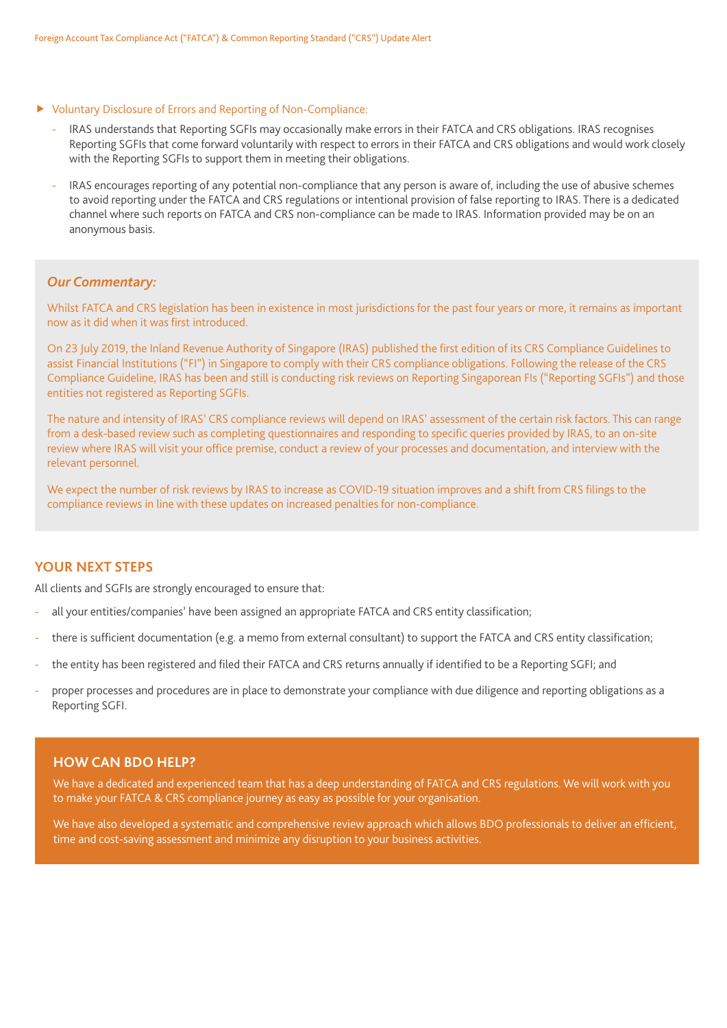- Voluntary Disclosure of Errors and Reporting of Non-Compliance:
  - IRAS understands that Reporting SGFIs may occasionally make errors in their FATCA and CRS obligations. IRAS recognises Reporting SGFIs that come forward voluntarily with respect to errors in their FATCA and CRS obligations and would work closely with the Reporting SGFIs to support them in meeting their obligations.
  - IRAS encourages reporting of any potential non-compliance that any person is aware of, including the use of abusive schemes to avoid reporting under the FATCA and CRS regulations or intentional provision of false reporting to IRAS. There is a dedicated channel where such reports on FATCA and CRS non-compliance can be made to IRAS. Information provided may be on an anonymous basis.

***Our Commentary:***

Whilst FATCA and CRS legislation has been in existence in most jurisdictions for the past four years or more, it remains as important now as it did when it was first introduced.

On 23 July 2019, the Inland Revenue Authority of Singapore (IRAS) published the first edition of its CRS Compliance Guidelines to assist Financial Institutions ("FI") in Singapore to comply with their CRS compliance obligations. Following the release of the CRS Compliance Guideline, IRAS has been and still is conducting risk reviews on Reporting Singaporean FIs ("Reporting SGFIs") and those entities not registered as Reporting SGFIs.

The nature and intensity of IRAS' CRS compliance reviews will depend on IRAS' assessment of the certain risk factors. This can range from a desk-based review such as completing questionnaires and responding to specific queries provided by IRAS, to an on-site review where IRAS will visit your office premise, conduct a review of your processes and documentation, and interview with the relevant personnel.

We expect the number of risk reviews by IRAS to increase as COVID-19 situation improves and a shift from CRS filings to the compliance reviews in line with these updates on increased penalties for non-compliance.

## YOUR NEXT STEPS

All clients and SGFIs are strongly encouraged to ensure that:

- all your entities/companies' have been assigned an appropriate FATCA and CRS entity classification;
- there is sufficient documentation (e.g. a memo from external consultant) to support the FATCA and CRS entity classification;
- the entity has been registered and filed their FATCA and CRS returns annually if identified to be a Reporting SGFI; and
- proper processes and procedures are in place to demonstrate your compliance with due diligence and reporting obligations as a Reporting SGFI.

## HOW CAN BDO HELP?

We have a dedicated and experienced team that has a deep understanding of FATCA and CRS regulations. We will work with you to make your FATCA & CRS compliance journey as easy as possible for your organisation.

We have also developed a systematic and comprehensive review approach which allows BDO professionals to deliver an efficient, time and cost-saving assessment and minimize any disruption to your business activities.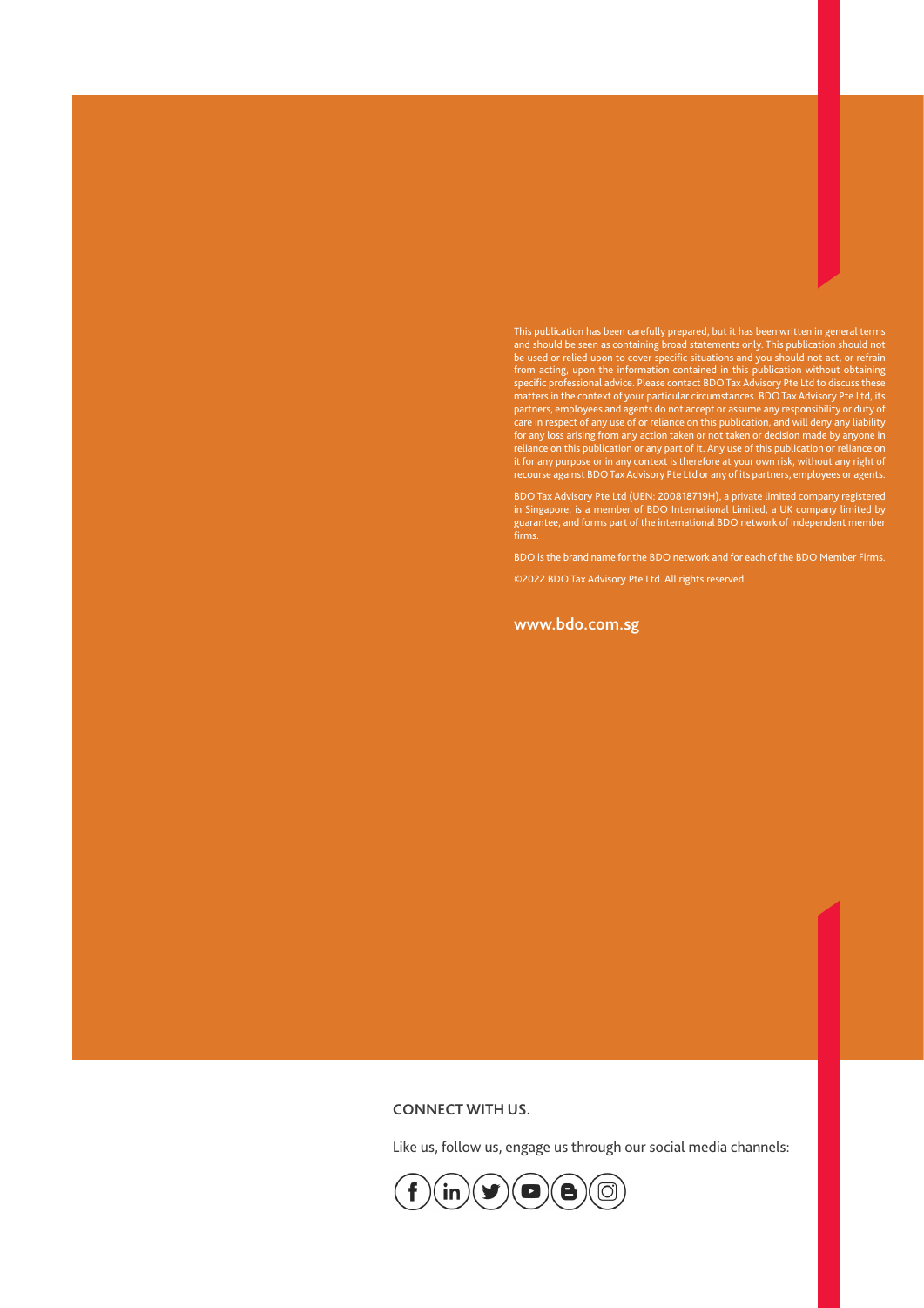This publication has been carefully prepared, but it has been written in general terms and should be seen as containing broad statements only. This publication should not be used or relied upon to cover specific situations and you should not act, or refrain from acting, upon the information contained in this publication without obtaining specific professional advice. Please contact BDO Tax Advisory Pte Ltd to discuss these matters in the context of your particular circumstances. BDO Tax Advisory Pte Ltd, its partners, employees and agents do not accept or assume any responsibility or duty of care in respect of any use of or reliance on this publication, and will deny any liability for any loss arising from any action taken or not taken or decision made by anyone in reliance on this publication or any part of it. Any use of this publication or reliance on it for any purpose or in any context is therefore at your own risk, without any right of recourse against BDO Tax Advisory Pte Ltd or any of its partners, employees or agents.

BDO Tax Advisory Pte Ltd (UEN: 200818719H), a private limited company registered in Singapore, is a member of BDO International Limited, a UK company limited by guarantee, and forms part of the international BDO network of independent member firms.

BDO is the brand name for the BDO network and for each of the BDO Member Firms.

©2022 BDO Tax Advisory Pte Ltd. All rights reserved.

**www.bdo.com.sg**

**CONNECT WITH US.**

Like us, follow us, engage us through our social media channels: